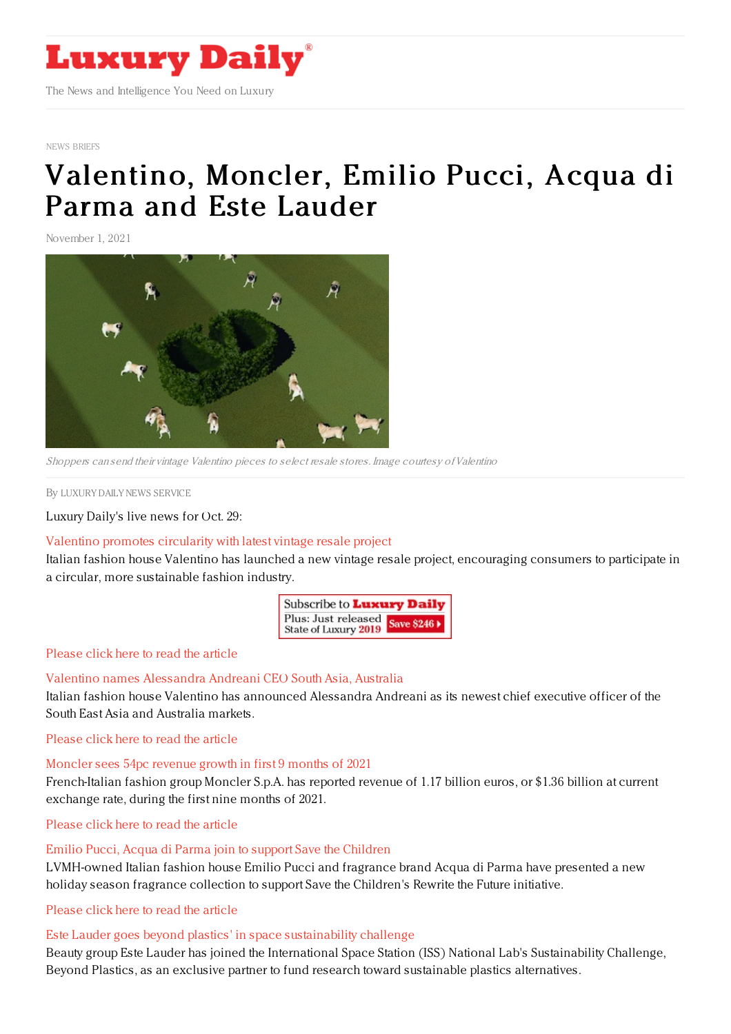NEWS BRIEFS

# Valentino, Moncler, Emilio Pucci, Acqua di Parma and Este Lauder

November 1, 2021

*Shoppers can send their vintage Valentino pieces to select resale stores. Image courtesy of Valentino*

By LUXURY DAILY NEWS SERVICE

Luxury Daily's live news for Oct. 29:

Valentino promotes circularity with latest vintage resale project

Italian fashion house Valentino has launched a new vintage resale project, encouraging consumers to participate in a circular, more sustainable fashion industry.

Please click here to read the article

Valentino names Alessandra Andreani CEO South Asia, Australia

Italian fashion house Valentino has announced Alessandra Andreani as its newest chief executive officer of the South East Asia and Australia markets.

Please click here to read the article

Moncler sees 54pc revenue growth in first 9 months of 2021

French-Italian fashion group Moncler S.p.A. has reported revenue of 1.17 billion euros, or $1.36 billion at current exchange rate, during the first nine months of 2021.

Please click here to read the article

Emilio Pucci, Acqua di Parma join to support Save the Children

LVMH-owned Italian fashion house Emilio Pucci and fragrance brand Acqua di Parma have presented a new holiday season fragrance collection to support Save the Children's Rewrite the Future initiative.

Please click here to read the article

Este Lauder goes beyond plastics' in space sustainability challenge

Beauty group Este Lauder has joined the International Space Station (ISS) National Lab's Sustainability Challenge, Beyond Plastics, as an exclusive partner to fund research toward sustainable plastics alternatives.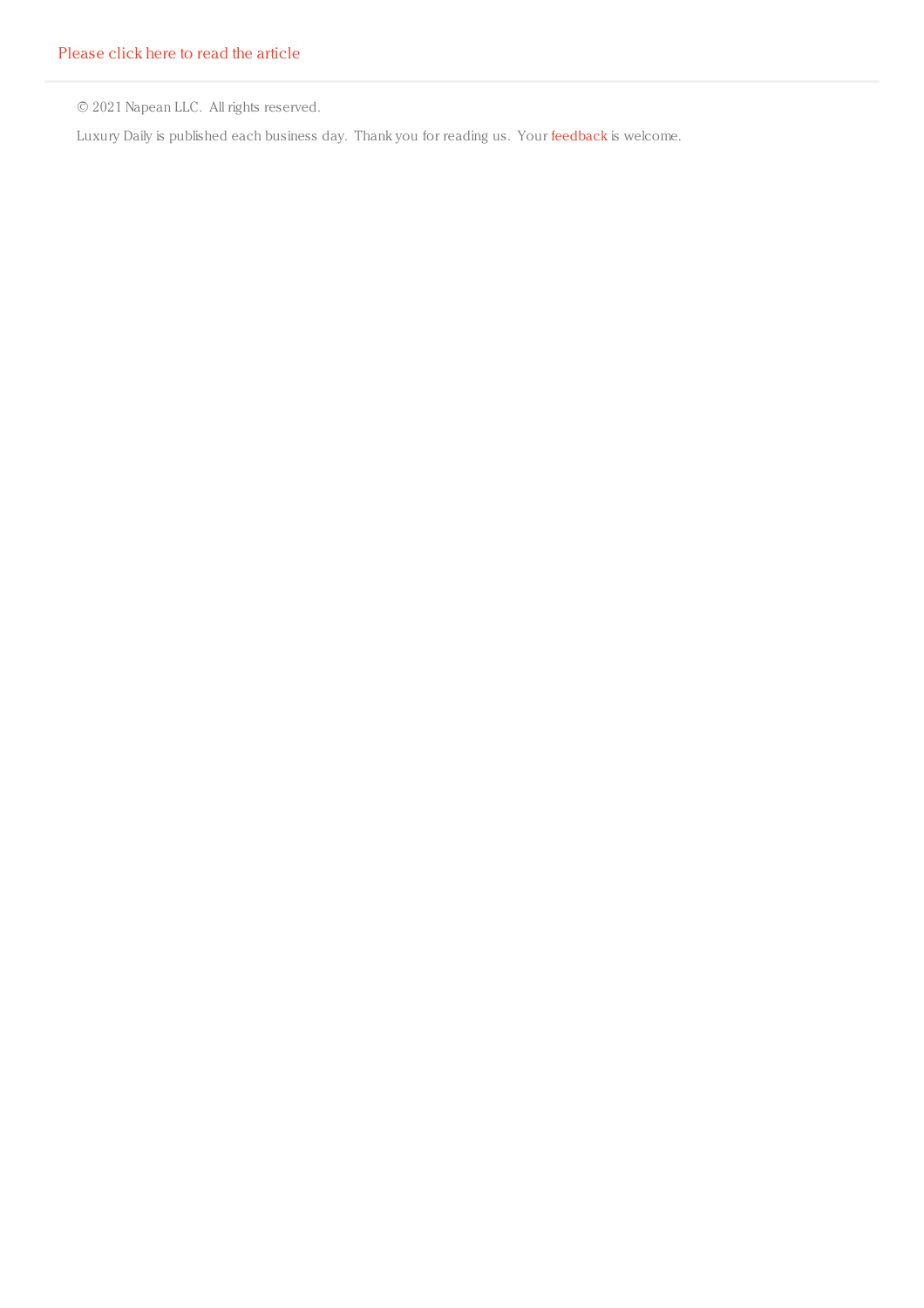Please click here to read the article

© 2021 Napean LLC. All rights reserved.

Luxury Daily is published each business day. Thank you for reading us. Your feedback is welcome.